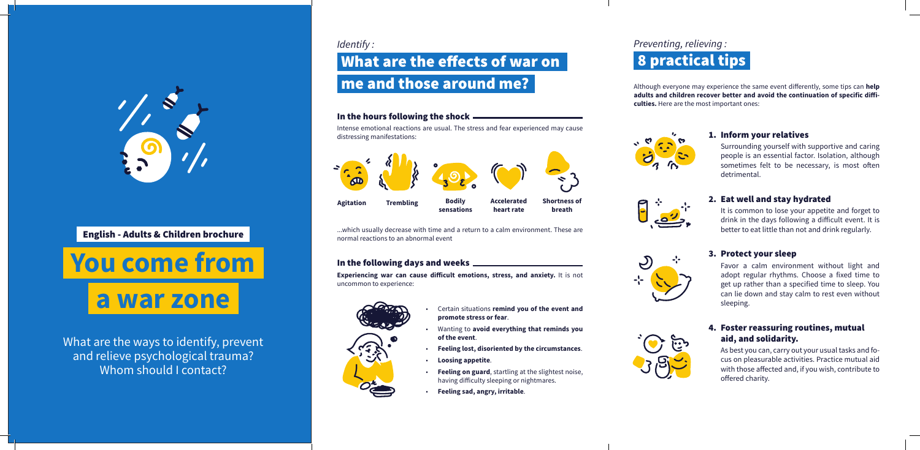English - Adults & Children brochure

# You come from a war zone

What are the ways to identify, prevent and relieve psychological trauma? Whom should I contact?

*Identify :*

## What are the effects of war on me and those around me?

### In the hours following the shock

Intense emotional reactions are usual. The stress and fear experienced may cause distressing manifestations:

**Agitation** · **Trembling** · **Bodily sensations** · **Accelerated heart rate** · **Shortness of breath**

...which usually decrease with time and a return to a calm environment. These are normal reactions to an abnormal event

### In the following days and weeks

**Experiencing war can cause difficult emotions, stress, and anxiety.** It is not uncommon to experience:

- Certain situations **remind you of the event and promote stress or fear**.
- Wanting to **avoid everything that reminds you of the event**.
- **Feeling lost, disoriented by the circumstances**.
- **Loosing appetite**.
- **Feeling on guard**, startling at the slightest noise, having difficulty sleeping or nightmares.
- **Feeling sad, angry, irritable**.

*Preventing, relieving :*

## 8 practical tips

Although everyone may experience the same event differently, some tips can **help adults and children recover better and avoid the continuation of specific difficulties.** Here are the most important ones:

### 1. Inform your relatives

Surrounding yourself with supportive and caring people is an essential factor. Isolation, although sometimes felt to be necessary, is most often detrimental.

### 2. Eat well and stay hydrated

It is common to lose your appetite and forget to drink in the days following a difficult event. It is better to eat little than not and drink regularly.

### 3. Protect your sleep

Favor a calm environment without light and adopt regular rhythms. Choose a fixed time to get up rather than a specified time to sleep. You can lie down and stay calm to rest even without sleeping.

### 4. Foster reassuring routines, mutual aid, and solidarity.

As best you can, carry out your usual tasks and focus on pleasurable activities. Practice mutual aid with those affected and, if you wish, contribute to offered charity.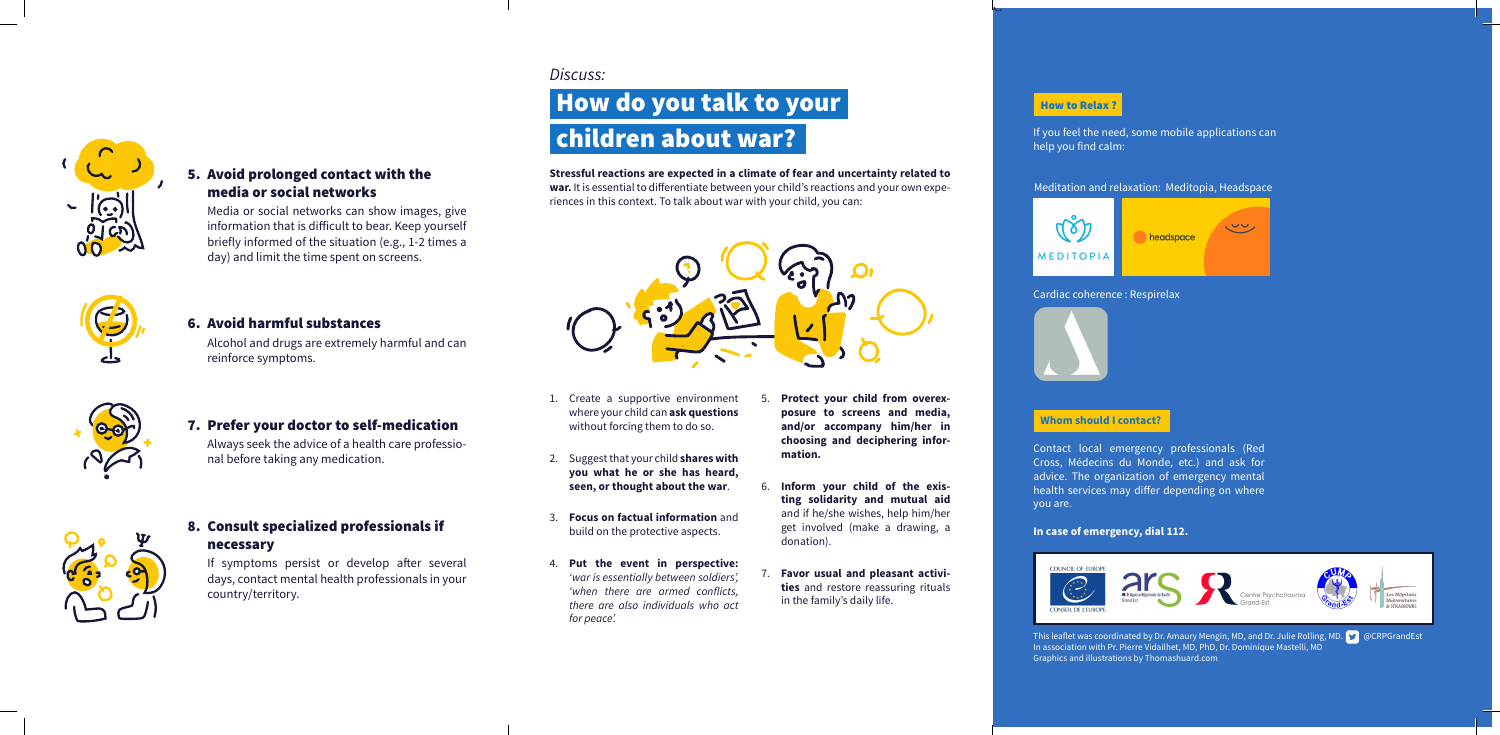### 5. Avoid prolonged contact with the media or social networks

Media or social networks can show images, give information that is difficult to bear. Keep yourself briefly informed of the situation (e.g., 1-2 times a day) and limit the time spent on screens.

### 6. Avoid harmful substances

Alcohol and drugs are extremely harmful and can reinforce symptoms.

### 7. Prefer your doctor to self-medication

Always seek the advice of a health care professional before taking any medication.

### 8. Consult specialized professionals if necessary

If symptoms persist or develop after several days, contact mental health professionals in your country/territory.

*Discuss:*

# How do you talk to your children about war?

**Stressful reactions are expected in a climate of fear and uncertainty related to war.** It is essential to differentiate between your child's reactions and your own experiences in this context. To talk about war with your child, you can:

1. Create a supportive environment where your child can **ask questions** without forcing them to do so.
2. Suggest that your child **shares with you what he or she has heard, seen, or thought about the war**.
3. **Focus on factual information** and build on the protective aspects.
4. **Put the event in perspective:** '*war is essentially between soldiers*', '*when there are armed conflicts, there are also individuals who act for peace*'.
5. **Protect your child from overexposure to screens and media, and/or accompany him/her in choosing and deciphering information.**
6. **Inform your child of the existing solidarity and mutual aid** and if he/she wishes, help him/her get involved (make a drawing, a donation).
7. **Favor usual and pleasant activities** and restore reassuring rituals in the family's daily life.

## How to Relax ?

If you feel the need, some mobile applications can help you find calm:

Meditation and relaxation: Meditopia, Headspace

MEDITOPIA

headspace

Cardiac coherence : Respirelax

## Whom should I contact?

Contact local emergency professionals (Red Cross, Médecins du Monde, etc.) and ask for advice. The organization of emergency mental health services may differ depending on where you are.

**In case of emergency, dial 112.**

COUNCIL OF EUROPE CONSEIL DE L'EUROPE

ars Agence Régionale de Santé Grand Est

Centre Psychotrauma Grand-Est

CUMP Grand-Est

Les Hôpitaux Universitaires de STRASBOURG

This leaflet was coordinated by Dr. Amaury Mengin, MD, and Dr. Julie Rolling, MD. @CRPGrandEst
In association with Pr. Pierre Vidailhet, MD, PhD, Dr. Dominique Mastelli, MD
Graphics and illustrations by Thomashuard.com